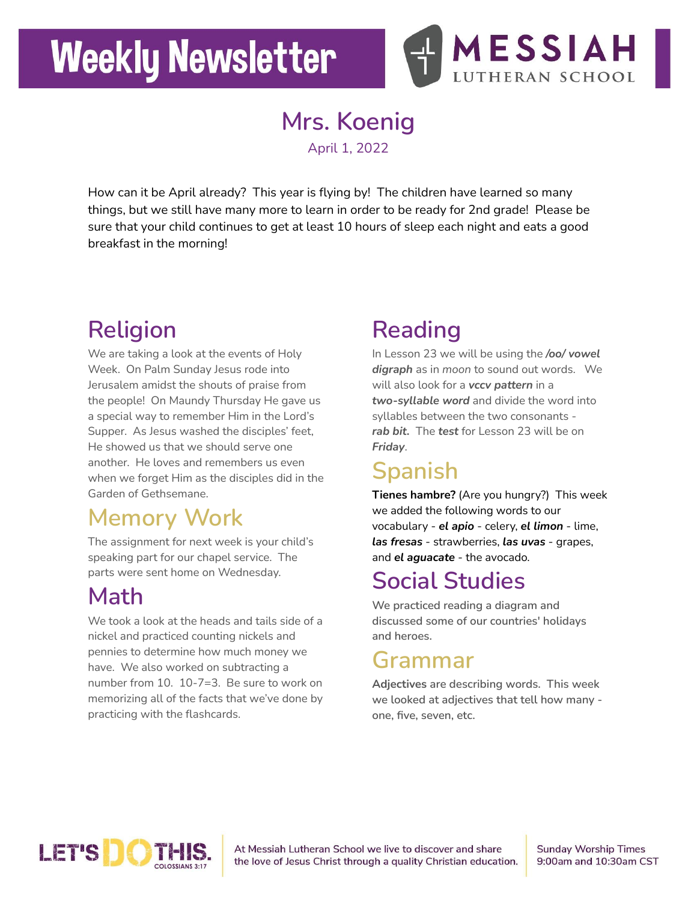# Weekly Newsletter

MESSIAH LUTHERAN SCHOOL

## Mrs. Koenig

April 1, 2022

How can it be April already? This year is flying by! The children have learned so many things, but we still have many more to learn in order to be ready for 2nd grade! Please be sure that your child continues to get at least 10 hours of sleep each night and eats a good breakfast in the morning!

## Religion

We are taking a look at the events of Holy Week. On Palm Sunday Jesus rode into Jerusalem amidst the shouts of praise from the people! On Maundy Thursday He gave us a special way to remember Him in the Lord's Supper. As Jesus washed the disciples' feet, He showed us that we should serve one another. He loves and remembers us even when we forget Him as the disciples did in the Garden of Gethsemane.

## Memory Work

The assignment for next week is your child's speaking part for our chapel service. The parts were sent home on Wednesday.

## Math

We took a look at the heads and tails side of a nickel and practiced counting nickels and pennies to determine how much money we have. We also worked on subtracting a number from 10. 10-7=3. Be sure to work on memorizing all of the facts that we've done by practicing with the flashcards.

## Reading

In Lesson 23 we will be using the ***/oo/ vowel digraph*** as in *moon* to sound out words. We will also look for a ***vccv pattern*** in a ***two-syllable word*** and divide the word into syllables between the two consonants - ***rab bit.*** The ***test*** for Lesson 23 will be on ***Friday***.

## Spanish

**Tienes hambre?** (Are you hungry?) This week we added the following words to our vocabulary - ***el apio*** - celery, ***el limon*** - lime, ***las fresas*** - strawberries, ***las uvas*** - grapes, and ***el aguacate*** - the avocado.

## Social Studies

We practiced reading a diagram and discussed some of our countries' holidays and heroes.

## Grammar

**Adjectives** are describing words. This week we looked at adjectives that tell how many - one, five, seven, etc.

LET'S DO THIS. COLOSSIANS 3:17

At Messiah Lutheran School we live to discover and share the love of Jesus Christ through a quality Christian education.

Sunday Worship Times
9:00am and 10:30am CST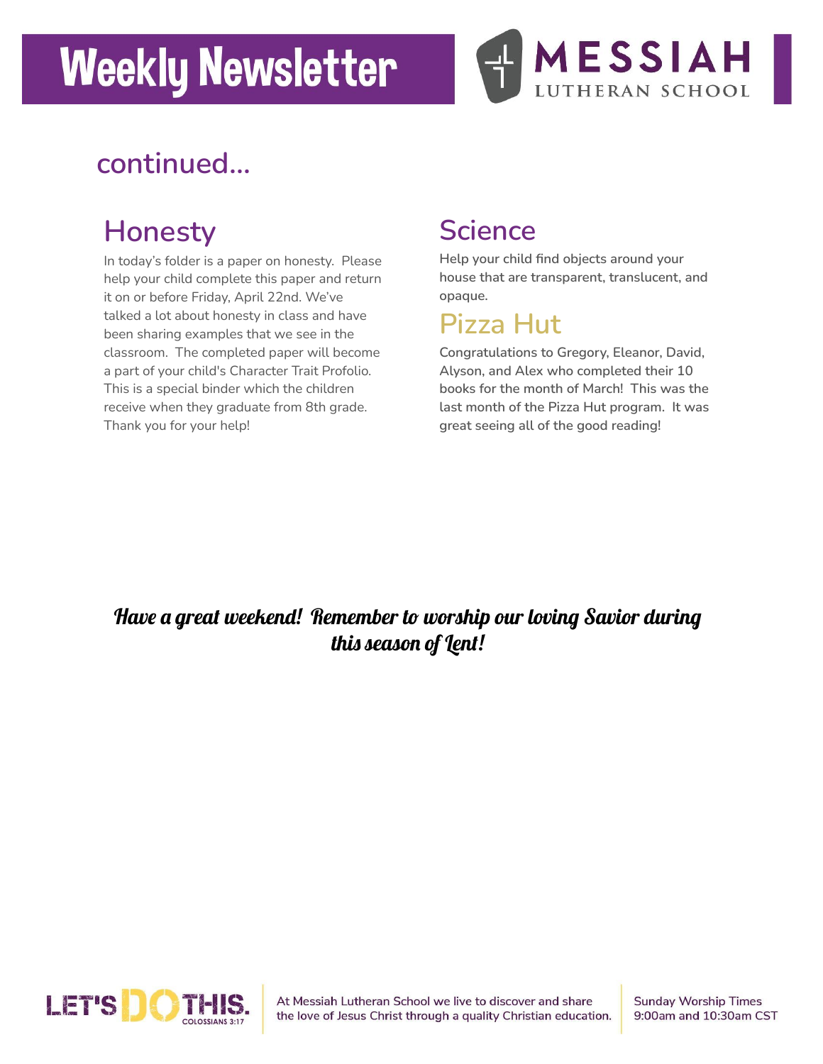# Weekly Newsletter

MESSIAH LUTHERAN SCHOOL

## continued...

## Honesty

In today's folder is a paper on honesty. Please help your child complete this paper and return it on or before Friday, April 22nd. We've talked a lot about honesty in class and have been sharing examples that we see in the classroom. The completed paper will become a part of your child's Character Trait Profolio. This is a special binder which the children receive when they graduate from 8th grade. Thank you for your help!

## Science

Help your child find objects around your house that are transparent, translucent, and opaque.

## Pizza Hut

Congratulations to Gregory, Eleanor, David, Alyson, and Alex who completed their 10 books for the month of March! This was the last month of the Pizza Hut program. It was great seeing all of the good reading!

***Have a great weekend! Remember to worship our loving Savior during this season of Lent!***

LET'S DO THIS. COLOSSIANS 3:17

At Messiah Lutheran School we live to discover and share the love of Jesus Christ through a quality Christian education.

Sunday Worship Times
9:00am and 10:30am CST